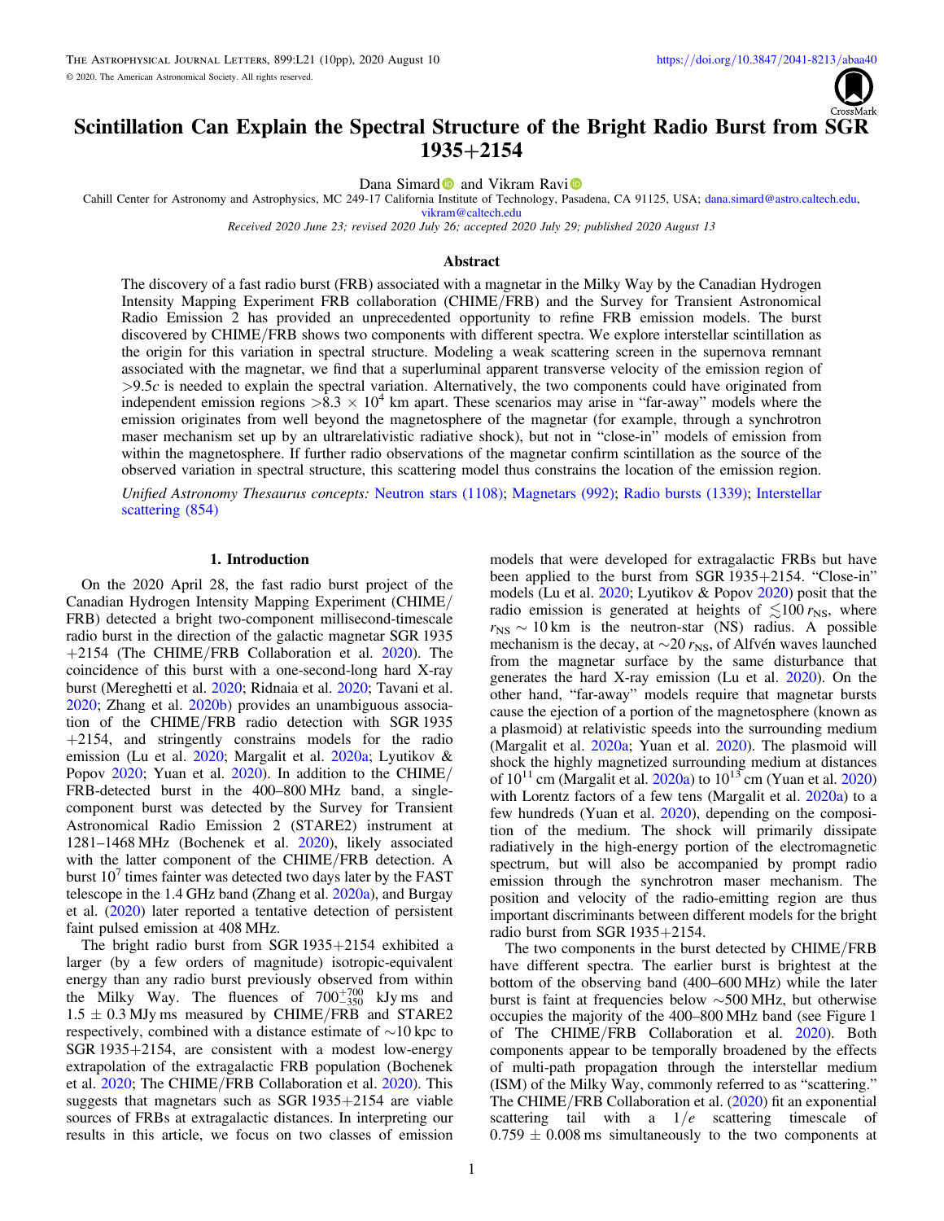# Scintillation Can Explain the Spectral Structure of the Bright Radio Burst from SGR 1935+2154

Dana Simard and Vikram Ravi

Cahill Center for Astronomy and Astrophysics, MC 249-17 California Institute of Technology, Pasadena, CA 91125, USA; dana.simard@astro.caltech.edu, vikram@caltech.edu

*Received 2020 June 23; revised 2020 July 26; accepted 2020 July 29; published 2020 August 13*

## Abstract

The discovery of a fast radio burst (FRB) associated with a magnetar in the Milky Way by the Canadian Hydrogen Intensity Mapping Experiment FRB collaboration (CHIME/FRB) and the Survey for Transient Astronomical Radio Emission 2 has provided an unprecedented opportunity to refine FRB emission models. The burst discovered by CHIME/FRB shows two components with different spectra. We explore interstellar scintillation as the origin for this variation in spectral structure. Modeling a weak scattering screen in the supernova remnant associated with the magnetar, we find that a superluminal apparent transverse velocity of the emission region of $>9.5c$ is needed to explain the spectral variation. Alternatively, the two components could have originated from independent emission regions $>8.3\times10^4$ km apart. These scenarios may arise in "far-away" models where the emission originates from well beyond the magnetosphere of the magnetar (for example, through a synchrotron maser mechanism set up by an ultrarelativistic radiative shock), but not in "close-in" models of emission from within the magnetosphere. If further radio observations of the magnetar confirm scintillation as the source of the observed variation in spectral structure, this scattering model thus constrains the location of the emission region.

*Unified Astronomy Thesaurus concepts:* Neutron stars (1108); Magnetars (992); Radio bursts (1339); Interstellar scattering (854)

## 1. Introduction

On the 2020 April 28, the fast radio burst project of the Canadian Hydrogen Intensity Mapping Experiment (CHIME/FRB) detected a bright two-component millisecond-timescale radio burst in the direction of the galactic magnetar SGR 1935+2154 (The CHIME/FRB Collaboration et al. 2020). The coincidence of this burst with a one-second-long hard X-ray burst (Mereghetti et al. 2020; Ridnaia et al. 2020; Tavani et al. 2020; Zhang et al. 2020b) provides an unambiguous association of the CHIME/FRB radio detection with SGR 1935+2154, and stringently constrains models for the radio emission (Lu et al. 2020; Margalit et al. 2020a; Lyutikov & Popov 2020; Yuan et al. 2020). In addition to the CHIME/FRB-detected burst in the 400–800 MHz band, a single-component burst was detected by the Survey for Transient Astronomical Radio Emission 2 (STARE2) instrument at 1281–1468 MHz (Bochenek et al. 2020), likely associated with the latter component of the CHIME/FRB detection. A burst $10^7$ times fainter was detected two days later by the FAST telescope in the 1.4 GHz band (Zhang et al. 2020a), and Burgay et al. (2020) later reported a tentative detection of persistent faint pulsed emission at 408 MHz.

The bright radio burst from SGR 1935+2154 exhibited a larger (by a few orders of magnitude) isotropic-equivalent energy than any radio burst previously observed from within the Milky Way. The fluences of $700^{+700}_{-350}$ kJy ms and $1.5\pm0.3$ MJy ms measured by CHIME/FRB and STARE2 respectively, combined with a distance estimate of ∼10 kpc to SGR 1935+2154, are consistent with a modest low-energy extrapolation of the extragalactic FRB population (Bochenek et al. 2020; The CHIME/FRB Collaboration et al. 2020). This suggests that magnetars such as SGR 1935+2154 are viable sources of FRBs at extragalactic distances. In interpreting our results in this article, we focus on two classes of emission models that were developed for extragalactic FRBs but have been applied to the burst from SGR 1935+2154. "Close-in" models (Lu et al. 2020; Lyutikov & Popov 2020) posit that the radio emission is generated at heights of $\lesssim 100\, r_{\rm NS}$, where $r_{\rm NS}\sim 10$ km is the neutron-star (NS) radius. A possible mechanism is the decay, at $\sim 20\, r_{\rm NS}$, of Alfvén waves launched from the magnetar surface by the same disturbance that generates the hard X-ray emission (Lu et al. 2020). On the other hand, "far-away" models require that magnetar bursts cause the ejection of a portion of the magnetosphere (known as a plasmoid) at relativistic speeds into the surrounding medium (Margalit et al. 2020a; Yuan et al. 2020). The plasmoid will shock the highly magnetized surrounding medium at distances of $10^{11}$ cm (Margalit et al. 2020a) to $10^{13}$ cm (Yuan et al. 2020) with Lorentz factors of a few tens (Margalit et al. 2020a) to a few hundreds (Yuan et al. 2020), depending on the composition of the medium. The shock will primarily dissipate radiatively in the high-energy portion of the electromagnetic spectrum, but will also be accompanied by prompt radio emission through the synchrotron maser mechanism. The position and velocity of the radio-emitting region are thus important discriminants between different models for the bright radio burst from SGR 1935+2154.

The two components in the burst detected by CHIME/FRB have different spectra. The earlier burst is brightest at the bottom of the observing band (400–600 MHz) while the later burst is faint at frequencies below ∼500 MHz, but otherwise occupies the majority of the 400–800 MHz band (see Figure 1 of The CHIME/FRB Collaboration et al. 2020). Both components appear to be temporally broadened by the effects of multi-path propagation through the interstellar medium (ISM) of the Milky Way, commonly referred to as "scattering." The CHIME/FRB Collaboration et al. (2020) fit an exponential scattering tail with a $1/e$ scattering timescale of $0.759\pm0.008$ ms simultaneously to the two components at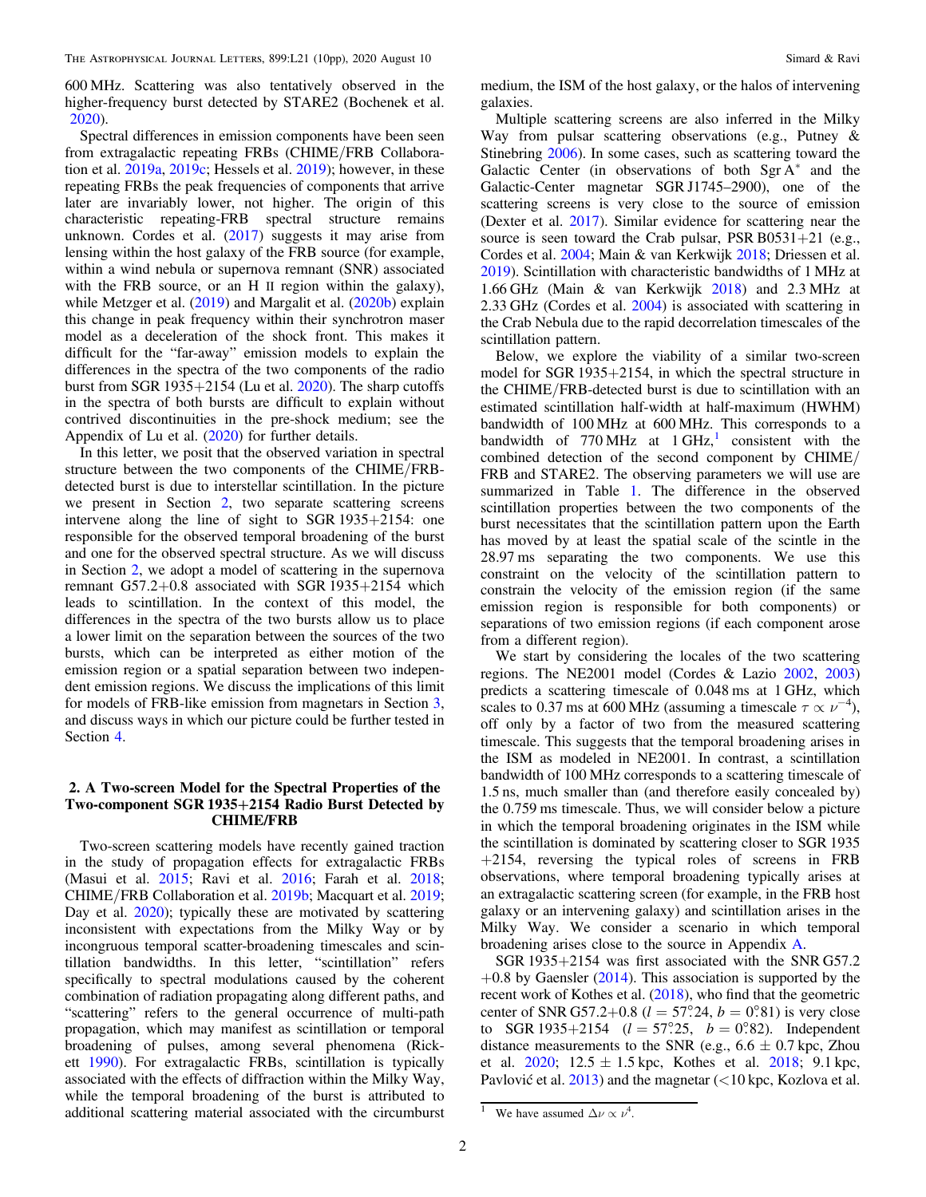600 MHz. Scattering was also tentatively observed in the higher-frequency burst detected by STARE2 (Bochenek et al. 2020).

Spectral differences in emission components have been seen from extragalactic repeating FRBs (CHIME/FRB Collaboration et al. 2019a, 2019c; Hessels et al. 2019); however, in these repeating FRBs the peak frequencies of components that arrive later are invariably lower, not higher. The origin of this characteristic repeating-FRB spectral structure remains unknown. Cordes et al. (2017) suggests it may arise from lensing within the host galaxy of the FRB source (for example, within a wind nebula or supernova remnant (SNR) associated with the FRB source, or an H II region within the galaxy), while Metzger et al. (2019) and Margalit et al. (2020b) explain this change in peak frequency within their synchrotron maser model as a deceleration of the shock front. This makes it difficult for the "far-away" emission models to explain the differences in the spectra of the two components of the radio burst from SGR 1935+2154 (Lu et al. 2020). The sharp cutoffs in the spectra of both bursts are difficult to explain without contrived discontinuities in the pre-shock medium; see the Appendix of Lu et al. (2020) for further details.

In this letter, we posit that the observed variation in spectral structure between the two components of the CHIME/FRB-detected burst is due to interstellar scintillation. In the picture we present in Section 2, two separate scattering screens intervene along the line of sight to SGR 1935+2154: one responsible for the observed temporal broadening of the burst and one for the observed spectral structure. As we will discuss in Section 2, we adopt a model of scattering in the supernova remnant G57.2+0.8 associated with SGR 1935+2154 which leads to scintillation. In the context of this model, the differences in the spectra of the two bursts allow us to place a lower limit on the separation between the sources of the two bursts, which can be interpreted as either motion of the emission region or a spatial separation between two independent emission regions. We discuss the implications of this limit for models of FRB-like emission from magnetars in Section 3, and discuss ways in which our picture could be further tested in Section 4.

## 2. A Two-screen Model for the Spectral Properties of the Two-component SGR 1935+2154 Radio Burst Detected by CHIME/FRB

Two-screen scattering models have recently gained traction in the study of propagation effects for extragalactic FRBs (Masui et al. 2015; Ravi et al. 2016; Farah et al. 2018; CHIME/FRB Collaboration et al. 2019b; Macquart et al. 2019; Day et al. 2020); typically these are motivated by scattering inconsistent with expectations from the Milky Way or by incongruous temporal scatter-broadening timescales and scintillation bandwidths. In this letter, "scintillation" refers specifically to spectral modulations caused by the coherent combination of radiation propagating along different paths, and "scattering" refers to the general occurrence of multi-path propagation, which may manifest as scintillation or temporal broadening of pulses, among several phenomena (Rickett 1990). For extragalactic FRBs, scintillation is typically associated with the effects of diffraction within the Milky Way, while the temporal broadening of the burst is attributed to additional scattering material associated with the circumburst medium, the ISM of the host galaxy, or the halos of intervening galaxies.

Multiple scattering screens are also inferred in the Milky Way from pulsar scattering observations (e.g., Putney & Stinebring 2006). In some cases, such as scattering toward the Galactic Center (in observations of both Sgr A$^*$ and the Galactic-Center magnetar SGR J1745–2900), one of the scattering screens is very close to the source of emission (Dexter et al. 2017). Similar evidence for scattering near the source is seen toward the Crab pulsar, PSR B0531+21 (e.g., Cordes et al. 2004; Main & van Kerkwijk 2018; Driessen et al. 2019). Scintillation with characteristic bandwidths of 1 MHz at 1.66 GHz (Main & van Kerkwijk 2018) and 2.3 MHz at 2.33 GHz (Cordes et al. 2004) is associated with scattering in the Crab Nebula due to the rapid decorrelation timescales of the scintillation pattern.

Below, we explore the viability of a similar two-screen model for SGR 1935+2154, in which the spectral structure in the CHIME/FRB-detected burst is due to scintillation with an estimated scintillation half-width at half-maximum (HWHM) bandwidth of 100 MHz at 600 MHz. This corresponds to a bandwidth of 770 MHz at 1 GHz,[1] consistent with the combined detection of the second component by CHIME/FRB and STARE2. The observing parameters we will use are summarized in Table 1. The difference in the observed scintillation properties between the two components of the burst necessitates that the scintillation pattern upon the Earth has moved by at least the spatial scale of the scintle in the 28.97 ms separating the two components. We use this constraint on the velocity of the scintillation pattern to constrain the velocity of the emission region (if the same emission region is responsible for both components) or separations of two emission regions (if each component arose from a different region).

We start by considering the locales of the two scattering regions. The NE2001 model (Cordes & Lazio 2002, 2003) predicts a scattering timescale of 0.048 ms at 1 GHz, which scales to 0.37 ms at 600 MHz (assuming a timescale $\tau \propto \nu^{-4}$), off only by a factor of two from the measured scattering timescale. This suggests that the temporal broadening arises in the ISM as modeled in NE2001. In contrast, a scintillation bandwidth of 100 MHz corresponds to a scattering timescale of 1.5 ns, much smaller than (and therefore easily concealed by) the 0.759 ms timescale. Thus, we will consider below a picture in which the temporal broadening originates in the ISM while the scintillation is dominated by scattering closer to SGR 1935+2154, reversing the typical roles of screens in FRB observations, where temporal broadening typically arises at an extragalactic scattering screen (for example, in the FRB host galaxy or an intervening galaxy) and scintillation arises in the Milky Way. We consider a scenario in which temporal broadening arises close to the source in Appendix A.

SGR 1935+2154 was first associated with the SNR G57.2+0.8 by Gaensler (2014). This association is supported by the recent work of Kothes et al. (2018), who find that the geometric center of SNR G57.2+0.8 ($l = 57\overset{\circ}{.}24$, $b = 0\overset{\circ}{.}81$) is very close to SGR 1935+2154 ($l = 57\overset{\circ}{.}25$, $b = 0\overset{\circ}{.}82$). Independent distance measurements to the SNR (e.g., $6.6 \pm 0.7$ kpc, Zhou et al. 2020; $12.5 \pm 1.5$ kpc, Kothes et al. 2018; 9.1 kpc, Pavlović et al. 2013) and the magnetar (<10 kpc, Kozlova et al.

[1] We have assumed $\Delta\nu \propto \nu^4$.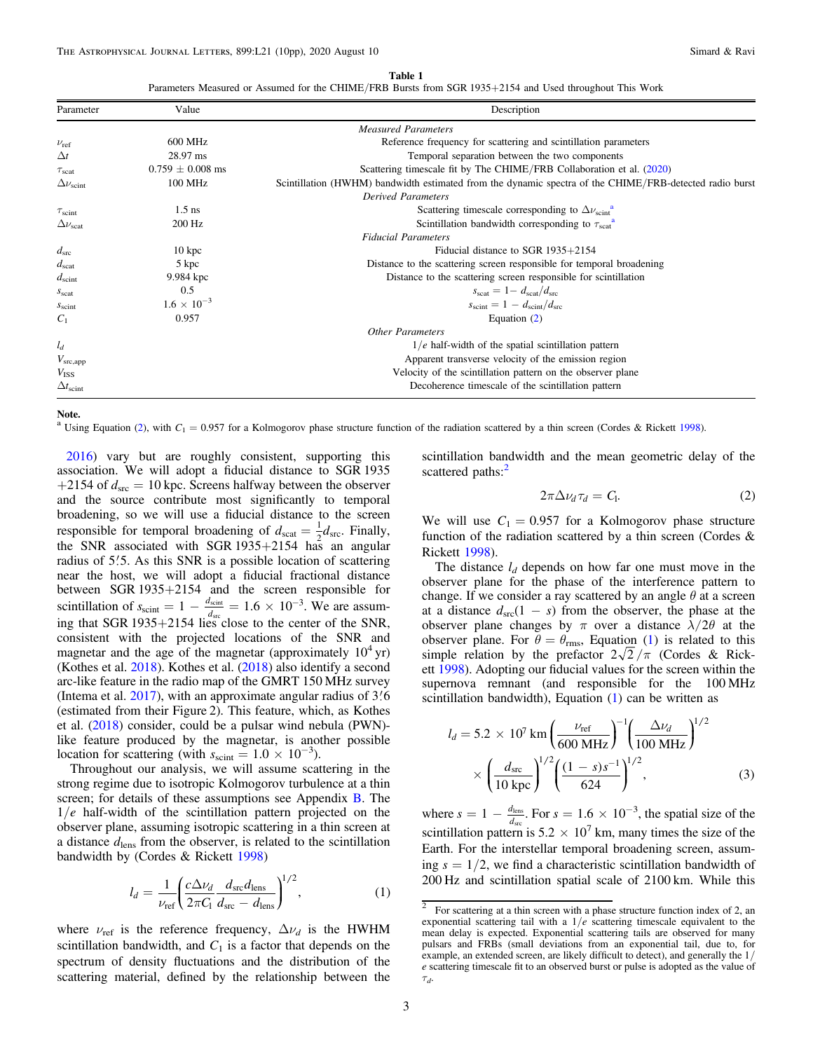**Table 1**
Parameters Measured or Assumed for the CHIME/FRB Bursts from SGR 1935+2154 and Used throughout This Work

| Parameter | Value | Description |
|---|---|---|
| | | *Measured Parameters* |
| $\nu_{\rm ref}$ | 600 MHz | Reference frequency for scattering and scintillation parameters |
| $\Delta t$ | 28.97 ms | Temporal separation between the two components |
| $\tau_{\rm scat}$ | $0.759 \pm 0.008$ ms | Scattering timescale fit by The CHIME/FRB Collaboration et al. (2020) |
| $\Delta\nu_{\rm scint}$ | 100 MHz | Scintillation (HWHM) bandwidth estimated from the dynamic spectra of the CHIME/FRB-detected radio burst |
| | | *Derived Parameters* |
| $\tau_{\rm scint}$ | 1.5 ns | Scattering timescale corresponding to $\Delta\nu_{\rm scint}$ [a] |
| $\Delta\nu_{\rm scat}$ | 200 Hz | Scintillation bandwidth corresponding to $\tau_{\rm scat}$ [a] |
| | | *Fiducial Parameters* |
| $d_{\rm src}$ | 10 kpc | Fiducial distance to SGR 1935+2154 |
| $d_{\rm scat}$ | 5 kpc | Distance to the scattering screen responsible for temporal broadening |
| $d_{\rm scint}$ | 9.984 kpc | Distance to the scattering screen responsible for scintillation |
| $s_{\rm scat}$ | 0.5 | $s_{\rm scat} = 1 - d_{\rm scat}/d_{\rm src}$ |
| $s_{\rm scint}$ | $1.6 \times 10^{-3}$ | $s_{\rm scint} = 1 - d_{\rm scint}/d_{\rm src}$ |
| $C_1$ | 0.957 | Equation (2) |
| | | *Other Parameters* |
| $l_d$ | | $1/e$ half-width of the spatial scintillation pattern |
| $V_{\rm src,app}$ | | Apparent transverse velocity of the emission region |
| $V_{\rm ISS}$ | | Velocity of the scintillation pattern on the observer plane |
| $\Delta t_{\rm scint}$ | | Decoherence timescale of the scintillation pattern |

**Note.**
[a] Using Equation (2), with $C_1 = 0.957$ for a Kolmogorov phase structure function of the radiation scattered by a thin screen (Cordes & Rickett 1998).

2016) vary but are roughly consistent, supporting this association. We will adopt a fiducial distance to SGR 1935+2154 of $d_{\rm src} = 10$ kpc. Screens halfway between the observer and the source contribute most significantly to temporal broadening, so we will use a fiducial distance to the screen responsible for temporal broadening of $d_{\rm scat} = \frac{1}{2} d_{\rm src}$. Finally, the SNR associated with SGR 1935+2154 has an angular radius of 5$'$.5. As this SNR is a possible location of scattering near the host, we will adopt a fiducial fractional distance between SGR 1935+2154 and the screen responsible for scintillation of $s_{\rm scint} = 1 - \frac{d_{\rm scint}}{d_{\rm src}} = 1.6 \times 10^{-3}$. We are assuming that SGR 1935+2154 lies close to the center of the SNR, consistent with the projected locations of the SNR and magnetar and the age of the magnetar (approximately $10^4$ yr) (Kothes et al. 2018). Kothes et al. (2018) also identify a second arc-like feature in the radio map of the GMRT 150 MHz survey (Intema et al. 2017), with an approximate angular radius of 3$'$.6 (estimated from their Figure 2). This feature, which, as Kothes et al. (2018) consider, could be a pulsar wind nebula (PWN)-like feature produced by the magnetar, is another possible location for scattering (with $s_{\rm scint} = 1.0 \times 10^{-3}$).

Throughout our analysis, we will assume scattering in the strong regime due to isotropic Kolmogorov turbulence at a thin screen; for details of these assumptions see Appendix B. The $1/e$ half-width of the scintillation pattern projected on the observer plane, assuming isotropic scattering in a thin screen at a distance $d_{\rm lens}$ from the observer, is related to the scintillation bandwidth by (Cordes & Rickett 1998)

$$l_d = \frac{1}{\nu_{\rm ref}} \left( \frac{c \Delta\nu_d}{2\pi C_1} \frac{d_{\rm src} d_{\rm lens}}{d_{\rm src} - d_{\rm lens}} \right)^{1/2}, \tag{1}$$

where $\nu_{\rm ref}$ is the reference frequency, $\Delta\nu_d$ is the HWHM scintillation bandwidth, and $C_1$ is a factor that depends on the spectrum of density fluctuations and the distribution of the scattering material, defined by the relationship between the scintillation bandwidth and the mean geometric delay of the scattered paths:[2]

$$2\pi \Delta\nu_d \tau_d = C_1. \tag{2}$$

We will use $C_1 = 0.957$ for a Kolmogorov phase structure function of the radiation scattered by a thin screen (Cordes & Rickett 1998).

The distance $l_d$ depends on how far one must move in the observer plane for the phase of the interference pattern to change. If we consider a ray scattered by an angle $\theta$ at a screen at a distance $d_{\rm src}(1 - s)$ from the observer, the phase at the observer plane changes by $\pi$ over a distance $\lambda/2\theta$ at the observer plane. For $\theta = \theta_{\rm rms}$, Equation (1) is related to this simple relation by the prefactor $2\sqrt{2}/\pi$ (Cordes & Rickett 1998). Adopting our fiducial values for the screen within the supernova remnant (and responsible for the 100 MHz scintillation bandwidth), Equation (1) can be written as

$$l_d = 5.2 \times 10^7 \,{\rm km} \left( \frac{\nu_{\rm ref}}{600\,{\rm MHz}} \right)^{-1} \left( \frac{\Delta\nu_d}{100\,{\rm MHz}} \right)^{1/2} \times \left( \frac{d_{\rm src}}{10\,{\rm kpc}} \right)^{1/2} \left( \frac{(1-s)s^{-1}}{624} \right)^{1/2}, \tag{3}$$

where $s = 1 - \frac{d_{\rm lens}}{d_{\rm src}}$. For $s = 1.6 \times 10^{-3}$, the spatial size of the scintillation pattern is $5.2 \times 10^7$ km, many times the size of the Earth. For the interstellar temporal broadening screen, assuming $s = 1/2$, we find a characteristic scintillation bandwidth of 200 Hz and scintillation spatial scale of 2100 km. While this

[2] For scattering at a thin screen with a phase structure function index of 2, an exponential scattering tail with a $1/e$ scattering timescale equivalent to the mean delay is expected. Exponential scattering tails are observed for many pulsars and FRBs (small deviations from an exponential tail, due to, for example, an extended screen, are likely difficult to detect), and generally the $1/e$ scattering timescale fit to an observed burst or pulse is adopted as the value of $\tau_d$.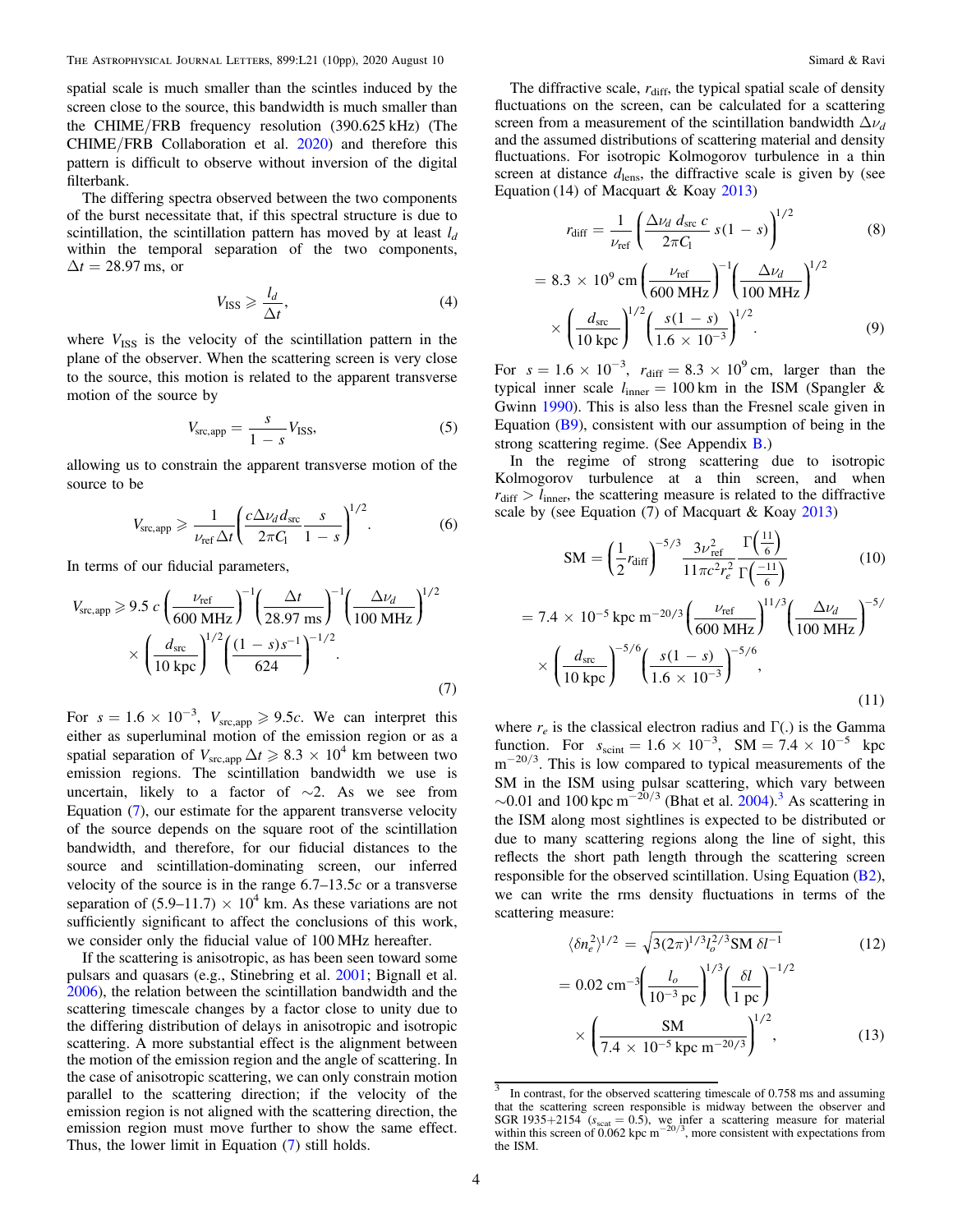spatial scale is much smaller than the scintles induced by the screen close to the source, this bandwidth is much smaller than the CHIME/FRB frequency resolution (390.625 kHz) (The CHIME/FRB Collaboration et al. 2020) and therefore this pattern is difficult to observe without inversion of the digital filterbank.

The differing spectra observed between the two components of the burst necessitate that, if this spectral structure is due to scintillation, the scintillation pattern has moved by at least $l_d$ within the temporal separation of the two components, $\Delta t = 28.97$ ms, or

$$V_{\rm ISS} \geqslant \frac{l_d}{\Delta t}, \tag{4}$$

where $V_{\rm ISS}$ is the velocity of the scintillation pattern in the plane of the observer. When the scattering screen is very close to the source, this motion is related to the apparent transverse motion of the source by

$$V_{\rm src,app} = \frac{s}{1-s} V_{\rm ISS}, \tag{5}$$

allowing us to constrain the apparent transverse motion of the source to be

$$V_{\rm src,app} \geqslant \frac{1}{\nu_{\rm ref}\,\Delta t}\left(\frac{c\Delta\nu_d d_{\rm src}}{2\pi C_1}\frac{s}{1-s}\right)^{1/2}. \tag{6}$$

In terms of our fiducial parameters,

$$V_{\rm src,app} \geqslant 9.5\,c\left(\frac{\nu_{\rm ref}}{600\ {\rm MHz}}\right)^{-1}\left(\frac{\Delta t}{28.97\ {\rm ms}}\right)^{-1}\left(\frac{\Delta\nu_d}{100\ {\rm MHz}}\right)^{1/2} \times \left(\frac{d_{\rm src}}{10\ {\rm kpc}}\right)^{1/2}\left(\frac{(1-s)s^{-1}}{624}\right)^{-1/2}. \tag{7}$$

For $s = 1.6 \times 10^{-3}$, $V_{\rm src,app} \geqslant 9.5c$. We can interpret this either as superluminal motion of the emission region or as a spatial separation of $V_{\rm src,app}\,\Delta t \geqslant 8.3 \times 10^4$ km between two emission regions. The scintillation bandwidth we use is uncertain, likely to a factor of $\sim$2. As we see from Equation (7), our estimate for the apparent transverse velocity of the source depends on the square root of the scintillation bandwidth, and therefore, for our fiducial distances to the source and scintillation-dominating screen, our inferred velocity of the source is in the range 6.7–13.5$c$ or a transverse separation of $(5.9–11.7) \times 10^4$ km. As these variations are not sufficiently significant to affect the conclusions of this work, we consider only the fiducial value of 100 MHz hereafter.

If the scattering is anisotropic, as has been seen toward some pulsars and quasars (e.g., Stinebring et al. 2001; Bignall et al. 2006), the relation between the scintillation bandwidth and the scattering timescale changes by a factor close to unity due to the differing distribution of delays in anisotropic and isotropic scattering. A more substantial effect is the alignment between the motion of the emission region and the angle of scattering. In the case of anisotropic scattering, we can only constrain motion parallel to the scattering direction; if the velocity of the emission region is not aligned with the scattering direction, the emission region must move further to show the same effect. Thus, the lower limit in Equation (7) still holds.

The diffractive scale, $r_{\rm diff}$, the typical spatial scale of density fluctuations on the screen, can be calculated for a scattering screen from a measurement of the scintillation bandwidth $\Delta\nu_d$ and the assumed distributions of scattering material and density fluctuations. For isotropic Kolmogorov turbulence in a thin screen at distance $d_{\rm lens}$, the diffractive scale is given by (see Equation (14) of Macquart & Koay 2013)

$$r_{\rm diff} = \frac{1}{\nu_{\rm ref}}\left(\frac{\Delta\nu_d\, d_{\rm src}\, c}{2\pi C_1}\, s(1-s)\right)^{1/2} \tag{8}$$

$$= 8.3 \times 10^9\ {\rm cm}\left(\frac{\nu_{\rm ref}}{600\ {\rm MHz}}\right)^{-1}\left(\frac{\Delta\nu_d}{100\ {\rm MHz}}\right)^{1/2} \times \left(\frac{d_{\rm src}}{10\ {\rm kpc}}\right)^{1/2}\left(\frac{s(1-s)}{1.6 \times 10^{-3}}\right)^{1/2}. \tag{9}$$

For $s = 1.6 \times 10^{-3}$, $r_{\rm diff} = 8.3 \times 10^9$ cm, larger than the typical inner scale $l_{\rm inner} = 100$ km in the ISM (Spangler & Gwinn 1990). This is also less than the Fresnel scale given in Equation (B9), consistent with our assumption of being in the strong scattering regime. (See Appendix B.)

In the regime of strong scattering due to isotropic Kolmogorov turbulence at a thin screen, and when $r_{\rm diff} > l_{\rm inner}$, the scattering measure is related to the diffractive scale by (see Equation (7) of Macquart & Koay 2013)

$${\rm SM} = \left(\frac{1}{2}r_{\rm diff}\right)^{-5/3}\frac{3\nu_{\rm ref}^2}{11\pi c^2 r_e^2}\frac{\Gamma\left(\frac{11}{6}\right)}{\Gamma\left(\frac{-11}{6}\right)} \tag{10}$$

$$= 7.4 \times 10^{-5}\ {\rm kpc\ m^{-20/3}}\left(\frac{\nu_{\rm ref}}{600\ {\rm MHz}}\right)^{11/3}\left(\frac{\Delta\nu_d}{100\ {\rm MHz}}\right)^{-5/} \times \left(\frac{d_{\rm src}}{10\ {\rm kpc}}\right)^{-5/6}\left(\frac{s(1-s)}{1.6 \times 10^{-3}}\right)^{-5/6}, \tag{11}$$

where $r_e$ is the classical electron radius and $\Gamma(.)$ is the Gamma function. For $s_{\rm scint} = 1.6 \times 10^{-3}$, ${\rm SM} = 7.4 \times 10^{-5}$ kpc m$^{-20/3}$. This is low compared to typical measurements of the SM in the ISM using pulsar scattering, which vary between $\sim$0.01 and 100 kpc m$^{-20/3}$ (Bhat et al. 2004).[3] As scattering in the ISM along most sightlines is expected to be distributed or due to many scattering regions along the line of sight, this reflects the short path length through the scattering screen responsible for the observed scintillation. Using Equation (B2), we can write the rms density fluctuations in terms of the scattering measure:

$$\langle\delta n_e^2\rangle^{1/2} = \sqrt{3(2\pi)^{1/3} l_o^{2/3}{\rm SM}\,\delta l^{-1}} \tag{12}$$

$$= 0.02\ {\rm cm^{-3}}\left(\frac{l_o}{10^{-3}\ {\rm pc}}\right)^{1/3}\left(\frac{\delta l}{1\ {\rm pc}}\right)^{-1/2} \times \left(\frac{\rm SM}{7.4 \times 10^{-5}\ {\rm kpc\ m^{-20/3}}}\right)^{1/2}, \tag{13}$$

[3] In contrast, for the observed scattering timescale of 0.758 ms and assuming that the scattering screen responsible is midway between the observer and SGR 1935+2154 ($s_{\rm scat} = 0.5$), we infer a scattering measure for material within this screen of 0.062 kpc m$^{-20/3}$, more consistent with expectations from the ISM.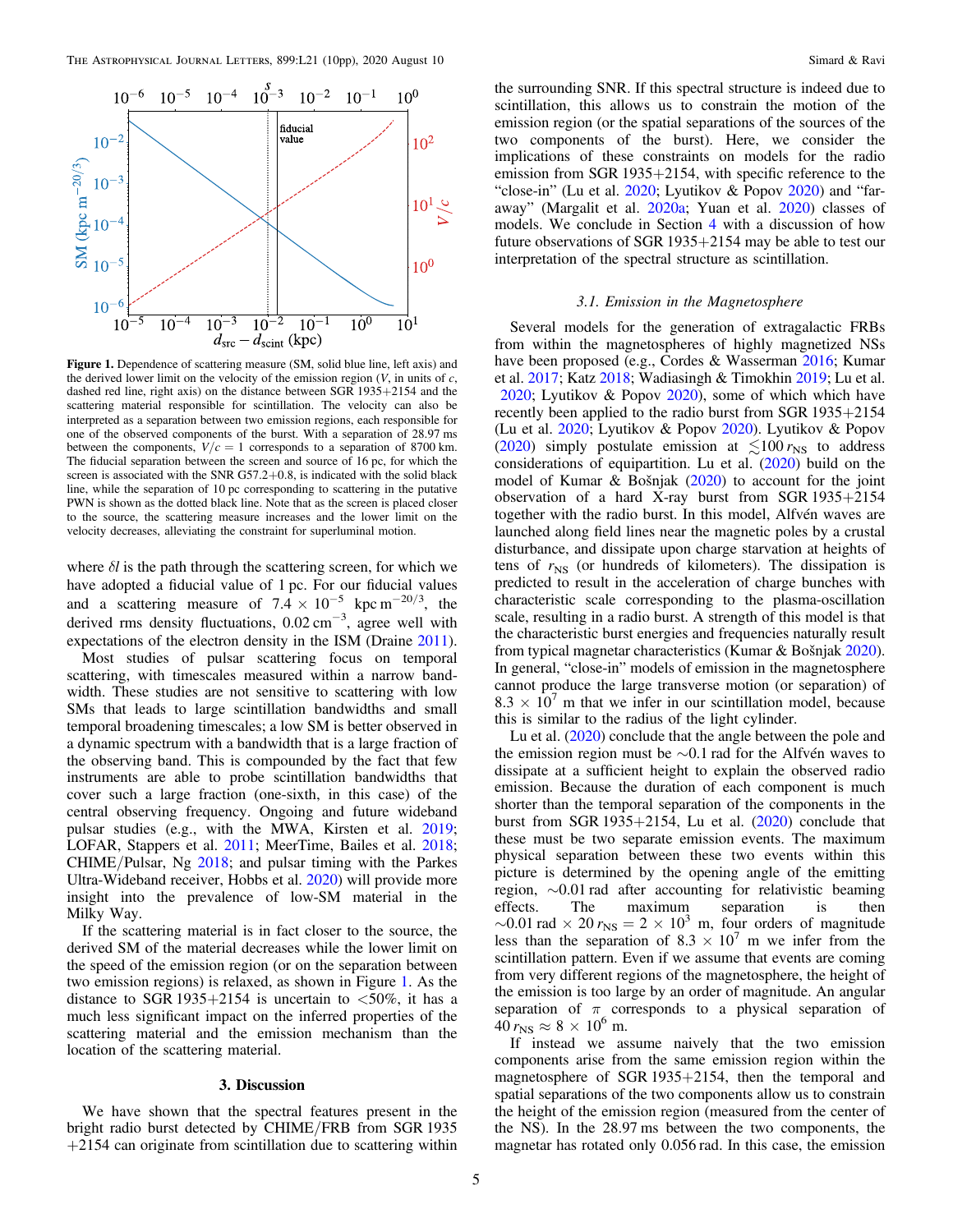**Figure 1.** Dependence of scattering measure (SM, solid blue line, left axis) and the derived lower limit on the velocity of the emission region ($V$, in units of $c$, dashed red line, right axis) on the distance between SGR 1935+2154 and the scattering material responsible for scintillation. The velocity can also be interpreted as a separation between two emission regions, each responsible for one of the observed components of the burst. With a separation of 28.97 ms between the components, $V/c = 1$ corresponds to a separation of 8700 km. The fiducial separation between the screen and source of 16 pc, for which the screen is associated with the SNR G57.2+0.8, is indicated with the solid black line, while the separation of 10 pc corresponding to scattering in the putative PWN is shown as the dotted black line. Note that as the screen is placed closer to the source, the scattering measure increases and the lower limit on the velocity decreases, alleviating the constraint for superluminal motion.

where $\delta l$ is the path through the scattering screen, for which we have adopted a fiducial value of 1 pc. For our fiducial values and a scattering measure of $7.4 \times 10^{-5}$ kpc m$^{-20/3}$, the derived rms density fluctuations, 0.02 cm$^{-3}$, agree well with expectations of the electron density in the ISM (Draine 2011).

Most studies of pulsar scattering focus on temporal scattering, with timescales measured within a narrow bandwidth. These studies are not sensitive to scattering with low SMs that leads to large scintillation bandwidths and small temporal broadening timescales; a low SM is better observed in a dynamic spectrum with a bandwidth that is a large fraction of the observing band. This is compounded by the fact that few instruments are able to probe scintillation bandwidths that cover such a large fraction (one-sixth, in this case) of the central observing frequency. Ongoing and future wideband pulsar studies (e.g., with the MWA, Kirsten et al. 2019; LOFAR, Stappers et al. 2011; MeerTime, Bailes et al. 2018; CHIME/Pulsar, Ng 2018; and pulsar timing with the Parkes Ultra-Wideband receiver, Hobbs et al. 2020) will provide more insight into the prevalence of low-SM material in the Milky Way.

If the scattering material is in fact closer to the source, the derived SM of the material decreases while the lower limit on the speed of the emission region (or on the separation between two emission regions) is relaxed, as shown in Figure 1. As the distance to SGR 1935+2154 is uncertain to <50%, it has a much less significant impact on the inferred properties of the scattering material and the emission mechanism than the location of the scattering material.

## 3. Discussion

We have shown that the spectral features present in the bright radio burst detected by CHIME/FRB from SGR 1935+2154 can originate from scintillation due to scattering within the surrounding SNR. If this spectral structure is indeed due to scintillation, this allows us to constrain the motion of the emission region (or the spatial separations of the sources of the two components of the burst). Here, we consider the implications of these constraints on models for the radio emission from SGR 1935+2154, with specific reference to the "close-in" (Lu et al. 2020; Lyutikov & Popov 2020) and "far-away" (Margalit et al. 2020a; Yuan et al. 2020) classes of models. We conclude in Section 4 with a discussion of how future observations of SGR 1935+2154 may be able to test our interpretation of the spectral structure as scintillation.

### 3.1. Emission in the Magnetosphere

Several models for the generation of extragalactic FRBs from within the magnetospheres of highly magnetized NSs have been proposed (e.g., Cordes & Wasserman 2016; Kumar et al. 2017; Katz 2018; Wadiasingh & Timokhin 2019; Lu et al. 2020; Lyutikov & Popov 2020), some of which which have recently been applied to the radio burst from SGR 1935+2154 (Lu et al. 2020; Lyutikov & Popov 2020). Lyutikov & Popov (2020) simply postulate emission at $\lesssim 100\, r_{\rm NS}$ to address considerations of equipartition. Lu et al. (2020) build on the model of Kumar & Bošnjak (2020) to account for the joint observation of a hard X-ray burst from SGR 1935+2154 together with the radio burst. In this model, Alfvén waves are launched along field lines near the magnetic poles by a crustal disturbance, and dissipate upon charge starvation at heights of tens of $r_{\rm NS}$ (or hundreds of kilometers). The dissipation is predicted to result in the acceleration of charge bunches with characteristic scale corresponding to the plasma-oscillation scale, resulting in a radio burst. A strength of this model is that the characteristic burst energies and frequencies naturally result from typical magnetar characteristics (Kumar & Bošnjak 2020). In general, "close-in" models of emission in the magnetosphere cannot produce the large transverse motion (or separation) of $8.3 \times 10^7$ m that we infer in our scintillation model, because this is similar to the radius of the light cylinder.

Lu et al. (2020) conclude that the angle between the pole and the emission region must be ~0.1 rad for the Alfvén waves to dissipate at a sufficient height to explain the observed radio emission. Because the duration of each component is much shorter than the temporal separation of the components in the burst from SGR 1935+2154, Lu et al. (2020) conclude that these must be two separate emission events. The maximum physical separation between these two events within this picture is determined by the opening angle of the emitting region, ~0.01 rad after accounting for relativistic beaming effects. The maximum separation is then $\sim 0.01\ {\rm rad} \times 20\, r_{\rm NS} = 2 \times 10^3$ m, four orders of magnitude less than the separation of $8.3 \times 10^7$ m we infer from the scintillation pattern. Even if we assume that events are coming from very different regions of the magnetosphere, the height of the emission is too large by an order of magnitude. An angular separation of $\pi$ corresponds to a physical separation of $40\, r_{\rm NS} \approx 8 \times 10^6$ m.

If instead we assume naively that the two emission components arise from the same emission region within the magnetosphere of SGR 1935+2154, then the temporal and spatial separations of the two components allow us to constrain the height of the emission region (measured from the center of the NS). In the 28.97 ms between the two components, the magnetar has rotated only 0.056 rad. In this case, the emission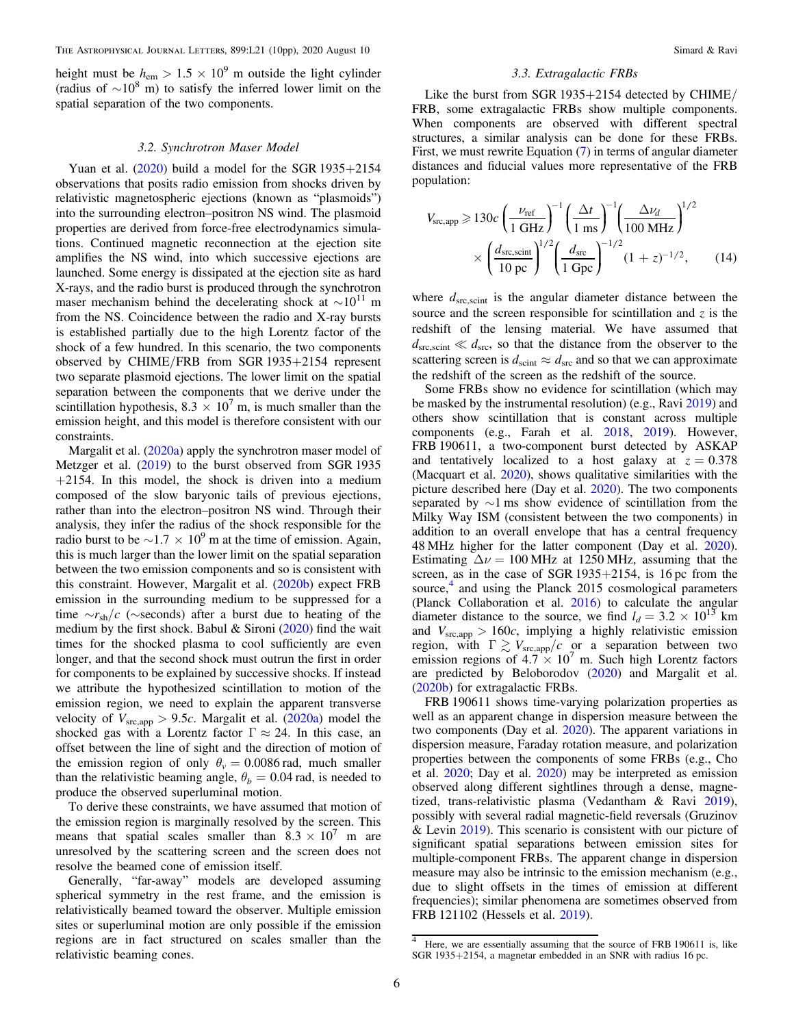height must be $h_{\rm em} > 1.5 \times 10^9$ m outside the light cylinder (radius of $\sim 10^8$ m) to satisfy the inferred lower limit on the spatial separation of the two components.

### 3.2. Synchrotron Maser Model

Yuan et al. (2020) build a model for the SGR 1935+2154 observations that posits radio emission from shocks driven by relativistic magnetospheric ejections (known as "plasmoids") into the surrounding electron–positron NS wind. The plasmoid properties are derived from force-free electrodynamics simulations. Continued magnetic reconnection at the ejection site amplifies the NS wind, into which successive ejections are launched. Some energy is dissipated at the ejection site as hard X-rays, and the radio burst is produced through the synchrotron maser mechanism behind the decelerating shock at $\sim 10^{11}$ m from the NS. Coincidence between the radio and X-ray bursts is established partially due to the high Lorentz factor of the shock of a few hundred. In this scenario, the two components observed by CHIME/FRB from SGR 1935+2154 represent two separate plasmoid ejections. The lower limit on the spatial separation between the components that we derive under the scintillation hypothesis, $8.3 \times 10^7$ m, is much smaller than the emission height, and this model is therefore consistent with our constraints.

Margalit et al. (2020a) apply the synchrotron maser model of Metzger et al. (2019) to the burst observed from SGR 1935+2154. In this model, the shock is driven into a medium composed of the slow baryonic tails of previous ejections, rather than into the electron–positron NS wind. Through their analysis, they infer the radius of the shock responsible for the radio burst to be $\sim 1.7 \times 10^9$ m at the time of emission. Again, this is much larger than the lower limit on the spatial separation between the two emission components and so is consistent with this constraint. However, Margalit et al. (2020b) expect FRB emission in the surrounding medium to be suppressed for a time $\sim r_{\rm sh}/c$ ($\sim$seconds) after a burst due to heating of the medium by the first shock. Babul & Sironi (2020) find the wait times for the shocked plasma to cool sufficiently are even longer, and that the second shock must outrun the first in order for components to be explained by successive shocks. If instead we attribute the hypothesized scintillation to motion of the emission region, we need to explain the apparent transverse velocity of $V_{\rm src,app} > 9.5c$. Margalit et al. (2020a) model the shocked gas with a Lorentz factor $\Gamma \approx 24$. In this case, an offset between the line of sight and the direction of motion of the emission region of only $\theta_v = 0.0086$ rad, much smaller than the relativistic beaming angle, $\theta_b = 0.04$ rad, is needed to produce the observed superluminal motion.

To derive these constraints, we have assumed that motion of the emission region is marginally resolved by the screen. This means that spatial scales smaller than $8.3 \times 10^7$ m are unresolved by the scattering screen and the screen does not resolve the beamed cone of emission itself.

Generally, "far-away" models are developed assuming spherical symmetry in the rest frame, and the emission is relativistically beamed toward the observer. Multiple emission sites or superluminal motion are only possible if the emission regions are in fact structured on scales smaller than the relativistic beaming cones.

### 3.3. Extragalactic FRBs

Like the burst from SGR 1935+2154 detected by CHIME/FRB, some extragalactic FRBs show multiple components. When components are observed with different spectral structures, a similar analysis can be done for these FRBs. First, we must rewrite Equation (7) in terms of angular diameter distances and fiducial values more representative of the FRB population:

$$V_{\rm src,app} \geqslant 130c \left(\frac{\nu_{\rm ref}}{1\ {\rm GHz}}\right)^{-1} \left(\frac{\Delta t}{1\ {\rm ms}}\right)^{-1} \left(\frac{\Delta\nu_d}{100\ {\rm MHz}}\right)^{1/2} \times \left(\frac{d_{\rm src,scint}}{10\ {\rm pc}}\right)^{1/2} \left(\frac{d_{\rm src}}{1\ {\rm Gpc}}\right)^{-1/2} (1+z)^{-1/2}, \quad (14)$$

where $d_{\rm src,scint}$ is the angular diameter distance between the source and the screen responsible for scintillation and $z$ is the redshift of the lensing material. We have assumed that $d_{\rm src,scint} \ll d_{\rm src}$, so that the distance from the observer to the scattering screen is $d_{\rm scint} \approx d_{\rm src}$ and so that we can approximate the redshift of the screen as the redshift of the source.

Some FRBs show no evidence for scintillation (which may be masked by the instrumental resolution) (e.g., Ravi 2019) and others show scintillation that is constant across multiple components (e.g., Farah et al. 2018, 2019). However, FRB 190611, a two-component burst detected by ASKAP and tentatively localized to a host galaxy at $z = 0.378$ (Macquart et al. 2020), shows qualitative similarities with the picture described here (Day et al. 2020). The two components separated by $\sim$1 ms show evidence of scintillation from the Milky Way ISM (consistent between the two components) in addition to an overall envelope that has a central frequency 48 MHz higher for the latter component (Day et al. 2020). Estimating $\Delta\nu = 100$ MHz at 1250 MHz, assuming that the screen, as in the case of SGR 1935+2154, is 16 pc from the source,[4] and using the Planck 2015 cosmological parameters (Planck Collaboration et al. 2016) to calculate the angular diameter distance to the source, we find $l_d = 3.2 \times 10^{13}$ km and $V_{\rm src,app} > 160c$, implying a highly relativistic emission region, with $\Gamma \gtrsim V_{\rm src,app}/c$ or a separation between two emission regions of $4.7 \times 10^7$ m. Such high Lorentz factors are predicted by Beloborodov (2020) and Margalit et al. (2020b) for extragalactic FRBs.

FRB 190611 shows time-varying polarization properties as well as an apparent change in dispersion measure between the two components (Day et al. 2020). The apparent variations in dispersion measure, Faraday rotation measure, and polarization properties between the components of some FRBs (e.g., Cho et al. 2020; Day et al. 2020) may be interpreted as emission observed along different sightlines through a dense, magnetized, trans-relativistic plasma (Vedantham & Ravi 2019), possibly with several radial magnetic-field reversals (Gruzinov & Levin 2019). This scenario is consistent with our picture of significant spatial separations between emission sites for multiple-component FRBs. The apparent change in dispersion measure may also be intrinsic to the emission mechanism (e.g., due to slight offsets in the times of emission at different frequencies); similar phenomena are sometimes observed from FRB 121102 (Hessels et al. 2019).

[4] Here, we are essentially assuming that the source of FRB 190611 is, like SGR 1935+2154, a magnetar embedded in an SNR with radius 16 pc.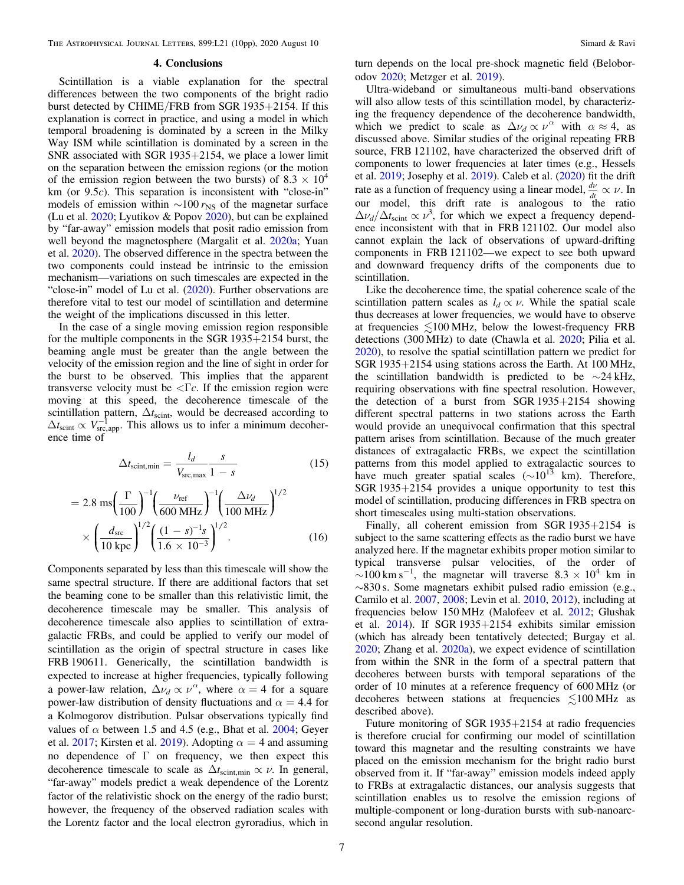## 4. Conclusions

Scintillation is a viable explanation for the spectral differences between the two components of the bright radio burst detected by CHIME/FRB from SGR 1935+2154. If this explanation is correct in practice, and using a model in which temporal broadening is dominated by a screen in the Milky Way ISM while scintillation is dominated by a screen in the SNR associated with SGR 1935+2154, we place a lower limit on the separation between the emission regions (or the motion of the emission region between the two bursts) of $8.3 \times 10^4$ km (or $9.5c$). This separation is inconsistent with "close-in" models of emission within $\sim 100\, r_{\rm NS}$ of the magnetar surface (Lu et al. 2020; Lyutikov & Popov 2020), but can be explained by "far-away" emission models that posit radio emission from well beyond the magnetosphere (Margalit et al. 2020a; Yuan et al. 2020). The observed difference in the spectra between the two components could instead be intrinsic to the emission mechanism—variations on such timescales are expected in the "close-in" model of Lu et al. (2020). Further observations are therefore vital to test our model of scintillation and determine the weight of the implications discussed in this letter.

In the case of a single moving emission region responsible for the multiple components in the SGR 1935+2154 burst, the beaming angle must be greater than the angle between the velocity of the emission region and the line of sight in order for the burst to be observed. This implies that the apparent transverse velocity must be $<\Gamma c$. If the emission region were moving at this speed, the decoherence timescale of the scintillation pattern, $\Delta t_{\rm scint}$, would be decreased according to $\Delta t_{\rm scint} \propto V_{\rm src,app}^{-1}$. This allows us to infer a minimum decoherence time of

$$\Delta t_{\rm scint,min} = \frac{l_d}{V_{\rm src,max}} \frac{s}{1-s} \tag{15}$$

$$= 2.8\ {\rm ms} \left(\frac{\Gamma}{100}\right)^{-1} \left(\frac{\nu_{\rm ref}}{600\ {\rm MHz}}\right)^{-1} \left(\frac{\Delta\nu_d}{100\ {\rm MHz}}\right)^{1/2} \times \left(\frac{d_{\rm src}}{10\ {\rm kpc}}\right)^{1/2} \left(\frac{(1-s)^{-1}s}{1.6 \times 10^{-3}}\right)^{1/2}. \tag{16}$$

Components separated by less than this timescale will show the same spectral structure. If there are additional factors that set the beaming cone to be smaller than this relativistic limit, the decoherence timescale may be smaller. This analysis of decoherence timescale also applies to scintillation of extragalactic FRBs, and could be applied to verify our model of scintillation as the origin of spectral structure in cases like FRB 190611. Generically, the scintillation bandwidth is expected to increase at higher frequencies, typically following a power-law relation, $\Delta\nu_d \propto \nu^{\alpha}$, where $\alpha = 4$ for a square power-law distribution of density fluctuations and $\alpha = 4.4$ for a Kolmogorov distribution. Pulsar observations typically find values of $\alpha$ between 1.5 and 4.5 (e.g., Bhat et al. 2004; Geyer et al. 2017; Kirsten et al. 2019). Adopting $\alpha = 4$ and assuming no dependence of $\Gamma$ on frequency, we then expect this decoherence timescale to scale as $\Delta t_{\rm scint,min} \propto \nu$. In general, "far-away" models predict a weak dependence of the Lorentz factor of the relativistic shock on the energy of the radio burst; however, the frequency of the observed radiation scales with the Lorentz factor and the local electron gyroradius, which in turn depends on the local pre-shock magnetic field (Beloborodov 2020; Metzger et al. 2019).

Ultra-wideband or simultaneous multi-band observations will also allow tests of this scintillation model, by characterizing the frequency dependence of the decoherence bandwidth, which we predict to scale as $\Delta\nu_d \propto \nu^{\alpha}$ with $\alpha \approx 4$, as discussed above. Similar studies of the original repeating FRB source, FRB 121102, have characterized the observed drift of components to lower frequencies at later times (e.g., Hessels et al. 2019; Josephy et al. 2019). Caleb et al. (2020) fit the drift rate as a function of frequency using a linear model, $\frac{d\nu}{dt} \propto \nu$. In our model, this drift rate is analogous to the ratio $\Delta\nu_d/\Delta t_{\rm scint} \propto \nu^3$, for which we expect a frequency dependence inconsistent with that in FRB 121102. Our model also cannot explain the lack of observations of upward-drifting components in FRB 121102—we expect to see both upward and downward frequency drifts of the components due to scintillation.

Like the decoherence time, the spatial coherence scale of the scintillation pattern scales as $l_d \propto \nu$. While the spatial scale thus decreases at lower frequencies, we would have to observe at frequencies $\lesssim$100 MHz, below the lowest-frequency FRB detections (300 MHz) to date (Chawla et al. 2020; Pilia et al. 2020), to resolve the spatial scintillation pattern we predict for SGR 1935+2154 using stations across the Earth. At 100 MHz, the scintillation bandwidth is predicted to be $\sim$24 kHz, requiring observations with fine spectral resolution. However, the detection of a burst from SGR 1935+2154 showing different spectral patterns in two stations across the Earth would provide an unequivocal confirmation that this spectral pattern arises from scintillation. Because of the much greater distances of extragalactic FRBs, we expect the scintillation patterns from this model applied to extragalactic sources to have much greater spatial scales ($\sim 10^{13}$ km). Therefore, SGR 1935+2154 provides a unique opportunity to test this model of scintillation, producing differences in FRB spectra on short timescales using multi-station observations.

Finally, all coherent emission from SGR 1935+2154 is subject to the same scattering effects as the radio burst we have analyzed here. If the magnetar exhibits proper motion similar to typical transverse pulsar velocities, of the order of $\sim$100 km s$^{-1}$, the magnetar will traverse $8.3 \times 10^4$ km in $\sim$830 s. Some magnetars exhibit pulsed radio emission (e.g., Camilo et al. 2007, 2008; Levin et al. 2010, 2012), including at frequencies below 150 MHz (Malofeev et al. 2012; Glushak et al. 2014). If SGR 1935+2154 exhibits similar emission (which has already been tentatively detected; Burgay et al. 2020; Zhang et al. 2020a), we expect evidence of scintillation from within the SNR in the form of a spectral pattern that decoheres between bursts with temporal separations of the order of 10 minutes at a reference frequency of 600 MHz (or decoheres between stations at frequencies $\lesssim$100 MHz as described above).

Future monitoring of SGR 1935+2154 at radio frequencies is therefore crucial for confirming our model of scintillation toward this magnetar and the resulting constraints we have placed on the emission mechanism for the bright radio burst observed from it. If "far-away" emission models indeed apply to FRBs at extragalactic distances, our analysis suggests that scintillation enables us to resolve the emission regions of multiple-component or long-duration bursts with sub-nanoarcsecond angular resolution.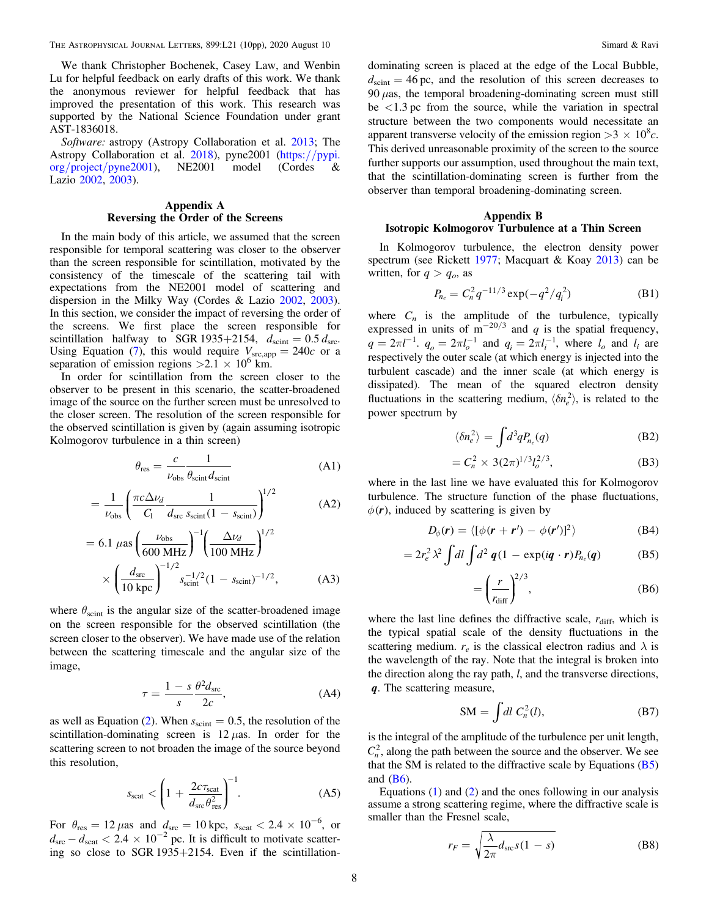We thank Christopher Bochenek, Casey Law, and Wenbin Lu for helpful feedback on early drafts of this work. We thank the anonymous reviewer for helpful feedback that has improved the presentation of this work. This research was supported by the National Science Foundation under grant AST-1836018.

*Software:* astropy (Astropy Collaboration et al. 2013; The Astropy Collaboration et al. 2018), pyne2001 (https://pypi.org/project/pyne2001), NE2001 model (Cordes & Lazio 2002, 2003).

## Appendix A
## Reversing the Order of the Screens

In the main body of this article, we assumed that the screen responsible for temporal scattering was closer to the observer than the screen responsible for scintillation, motivated by the consistency of the timescale of the scattering tail with expectations from the NE2001 model of scattering and dispersion in the Milky Way (Cordes & Lazio 2002, 2003). In this section, we consider the impact of reversing the order of the screens. We first place the screen responsible for scintillation halfway to SGR 1935+2154, $d_{\rm scint} = 0.5\, d_{\rm src}$. Using Equation (7), this would require $V_{\rm src,app} = 240c$ or a separation of emission regions $>2.1 \times 10^6$ km.

In order for scintillation from the screen closer to the observer to be present in this scenario, the scatter-broadened image of the source on the further screen must be unresolved to the closer screen. The resolution of the screen responsible for the observed scintillation is given by (again assuming isotropic Kolmogorov turbulence in a thin screen)

$$\theta_{\rm res} = \frac{c}{\nu_{\rm obs}} \frac{1}{\theta_{\rm scint} d_{\rm scint}} \tag{A1}$$

$$= \frac{1}{\nu_{\rm obs}} \left( \frac{\pi c \Delta\nu_d}{C_1} \frac{1}{d_{\rm src}\, s_{\rm scint}(1 - s_{\rm scint})} \right)^{1/2} \tag{A2}$$

$$= 6.1\,\mu{\rm as} \left( \frac{\nu_{\rm obs}}{600\ {\rm MHz}} \right)^{-1} \left( \frac{\Delta\nu_d}{100\ {\rm MHz}} \right)^{1/2} \times \left( \frac{d_{\rm src}}{10\ {\rm kpc}} \right)^{-1/2} s_{\rm scint}^{-1/2} (1 - s_{\rm scint})^{-1/2}, \tag{A3}$$

where $\theta_{\rm scint}$ is the angular size of the scatter-broadened image on the screen responsible for the observed scintillation (the screen closer to the observer). We have made use of the relation between the scattering timescale and the angular size of the image,

$$\tau = \frac{1 - s}{s} \frac{\theta^2 d_{\rm src}}{2c}, \tag{A4}$$

as well as Equation (2). When $s_{\rm scint} = 0.5$, the resolution of the scintillation-dominating screen is $12\,\mu$as. In order for the scattering screen to not broaden the image of the source beyond this resolution,

$$s_{\rm scat} < \left( 1 + \frac{2c\tau_{\rm scat}}{d_{\rm src}\theta_{\rm res}^2} \right)^{-1}. \tag{A5}$$

For $\theta_{\rm res} = 12\,\mu$as and $d_{\rm src} = 10$ kpc, $s_{\rm scat} < 2.4 \times 10^{-6}$, or $d_{\rm src} - d_{\rm scat} < 2.4 \times 10^{-2}$ pc. It is difficult to motivate scattering so close to SGR 1935+2154. Even if the scintillation-dominating screen is placed at the edge of the Local Bubble, $d_{\rm scint} = 46$ pc, and the resolution of this screen decreases to $90\,\mu$as, the temporal broadening-dominating screen must still be $<1.3$ pc from the source, while the variation in spectral structure between the two components would necessitate an apparent transverse velocity of the emission region $>3 \times 10^8 c$. This derived unreasonable proximity of the screen to the source further supports our assumption, used throughout the main text, that the scintillation-dominating screen is further from the observer than temporal broadening-dominating screen.

## Appendix B
## Isotropic Kolmogorov Turbulence at a Thin Screen

In Kolmogorov turbulence, the electron density power spectrum (see Rickett 1977; Macquart & Koay 2013) can be written, for $q > q_o$, as

$$P_{n_e} = C_n^2 q^{-11/3} \exp(-q^2/q_i^2) \tag{B1}$$

where $C_n$ is the amplitude of the turbulence, typically expressed in units of ${\rm m}^{-20/3}$ and $q$ is the spatial frequency, $q = 2\pi l^{-1}$. $q_o = 2\pi l_o^{-1}$ and $q_i = 2\pi l_i^{-1}$, where $l_o$ and $l_i$ are respectively the outer scale (at which energy is injected into the turbulent cascade) and the inner scale (at which energy is dissipated). The mean of the squared electron density fluctuations in the scattering medium, $\langle \delta n_e^2 \rangle$, is related to the power spectrum by

$$\langle \delta n_e^2 \rangle = \int d^3 q P_{n_e}(q) \tag{B2}$$

$$= C_n^2 \times 3(2\pi)^{1/3} l_o^{2/3}, \tag{B3}$$

where in the last line we have evaluated this for Kolmogorov turbulence. The structure function of the phase fluctuations, $\phi(\boldsymbol{r})$, induced by scattering is given by

$$D_\phi(\boldsymbol{r}) = \langle [\phi(\boldsymbol{r} + \boldsymbol{r}') - \phi(\boldsymbol{r}')]^2 \rangle \tag{B4}$$

$$= 2 r_e^2 \lambda^2 \int dl \int d^2 \boldsymbol{q} (1 - \exp(i\boldsymbol{q} \cdot \boldsymbol{r}) P_{n_e}(\boldsymbol{q}) \tag{B5}$$

$$= \left( \frac{r}{r_{\rm diff}} \right)^{2/3}, \tag{B6}$$

where the last line defines the diffractive scale, $r_{\rm diff}$, which is the typical spatial scale of the density fluctuations in the scattering medium. $r_e$ is the classical electron radius and $\lambda$ is the wavelength of the ray. Note that the integral is broken into the direction along the ray path, $l$, and the transverse directions, $\boldsymbol{q}$. The scattering measure,

$$\mathrm{SM} = \int dl\ C_n^2(l), \tag{B7}$$

is the integral of the amplitude of the turbulence per unit length, $C_n^2$, along the path between the source and the observer. We see that the SM is related to the diffractive scale by Equations (B5) and (B6).

Equations (1) and (2) and the ones following in our analysis assume a strong scattering regime, where the diffractive scale is smaller than the Fresnel scale,

$$r_F = \sqrt{\frac{\lambda}{2\pi} d_{\rm src} s(1 - s)} \tag{B8}$$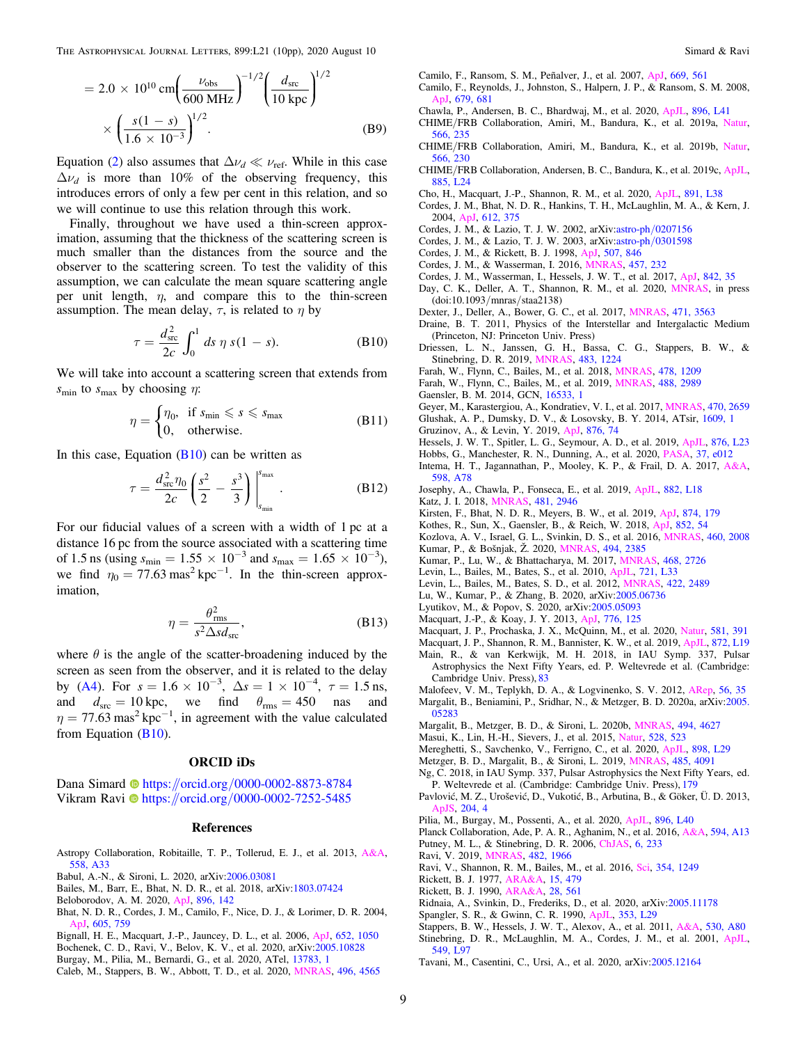$$= 2.0 \times 10^{10}\ \text{cm}\left(\frac{\nu_{\text{obs}}}{600\ \text{MHz}}\right)^{-1/2}\left(\frac{d_{\text{src}}}{10\ \text{kpc}}\right)^{1/2} \times \left(\frac{s(1-s)}{1.6 \times 10^{-3}}\right)^{1/2}. \tag{B9}$$

Equation (2) also assumes that $\Delta\nu_d \ll \nu_{\text{ref}}$. While in this case $\Delta\nu_d$ is more than 10% of the observing frequency, this introduces errors of only a few per cent in this relation, and so we will continue to use this relation through this work.

Finally, throughout we have used a thin-screen approximation, assuming that the thickness of the scattering screen is much smaller than the distances from the source and the observer to the scattering screen. To test the validity of this assumption, we can calculate the mean square scattering angle per unit length, $\eta$, and compare this to the thin-screen assumption. The mean delay, $\tau$, is related to $\eta$ by

$$\tau = \frac{d_{\text{src}}^2}{2c}\int_0^1 ds\, \eta\, s(1-s). \tag{B10}$$

We will take into account a scattering screen that extends from $s_{\min}$ to $s_{\max}$ by choosing $\eta$:

$$\eta = \begin{cases} \eta_0, & \text{if } s_{\min} \leqslant s \leqslant s_{\max} \\ 0, & \text{otherwise.} \end{cases} \tag{B11}$$

In this case, Equation (B10) can be written as

$$\tau = \frac{d_{\text{src}}^2 \eta_0}{2c}\left(\frac{s^2}{2} - \frac{s^3}{3}\right)\Bigg|_{s_{\min}}^{s_{\max}}. \tag{B12}$$

For our fiducial values of a screen with a width of 1 pc at a distance 16 pc from the source associated with a scattering time of 1.5 ns (using $s_{\min} = 1.55 \times 10^{-3}$ and $s_{\max} = 1.65 \times 10^{-3}$), we find $\eta_0 = 77.63\ \text{mas}^2\ \text{kpc}^{-1}$. In the thin-screen approximation,

$$\eta = \frac{\theta_{\text{rms}}^2}{s^2 \Delta s d_{\text{src}}}, \tag{B13}$$

where $\theta$ is the angle of the scatter-broadening induced by the screen as seen from the observer, and it is related to the delay by (A4). For $s = 1.6 \times 10^{-3}$, $\Delta s = 1 \times 10^{-4}$, $\tau = 1.5$ ns, and $d_{\text{src}} = 10$ kpc, we find $\theta_{\text{rms}} = 450$ nas and $\eta = 77.63\ \text{mas}^2\ \text{kpc}^{-1}$, in agreement with the value calculated from Equation (B10).

## ORCID iDs

Dana Simard https://orcid.org/0000-0002-8873-8784
Vikram Ravi https://orcid.org/0000-0002-7252-5485

## References

Astropy Collaboration, Robitaille, T. P., Tollerud, E. J., et al. 2013, A&A, 558, A33
Babul, A.-N., & Sironi, L. 2020, arXiv:2006.03081
Bailes, M., Barr, E., Bhat, N. D. R., et al. 2018, arXiv:1803.07424
Beloborodov, A. M. 2020, ApJ, 896, 142
Bhat, N. D. R., Cordes, J. M., Camilo, F., Nice, D. J., & Lorimer, D. R. 2004, ApJ, 605, 759
Bignall, H. E., Macquart, J.-P., Jauncey, D. L., et al. 2006, ApJ, 652, 1050
Bochenek, C. D., Ravi, V., Belov, K. V., et al. 2020, arXiv:2005.10828
Burgay, M., Pilia, M., Bernardi, G., et al. 2020, ATel, 13783, 1
Caleb, M., Stappers, B. W., Abbott, T. D., et al. 2020, MNRAS, 496, 4565
Camilo, F., Ransom, S. M., Peñalver, J., et al. 2007, ApJ, 669, 561
Camilo, F., Reynolds, J., Johnston, S., Halpern, J. P., & Ransom, S. M. 2008, ApJ, 679, 681
Chawla, P., Andersen, B. C., Bhardwaj, M., et al. 2020, ApJL, 896, L41
CHIME/FRB Collaboration, Amiri, M., Bandura, K., et al. 2019a, Natur, 566, 235
CHIME/FRB Collaboration, Amiri, M., Bandura, K., et al. 2019b, Natur, 566, 230
CHIME/FRB Collaboration, Andersen, B. C., Bandura, K., et al. 2019c, ApJL, 885, L24
Cho, H., Macquart, J.-P., Shannon, R. M., et al. 2020, ApJL, 891, L38
Cordes, J. M., Bhat, N. D. R., Hankins, T. H., McLaughlin, M. A., & Kern, J. 2004, ApJ, 612, 375
Cordes, J. M., & Lazio, T. J. W. 2002, arXiv:astro-ph/0207156
Cordes, J. M., & Lazio, T. J. W. 2003, arXiv:astro-ph/0301598
Cordes, J. M., & Rickett, B. J. 1998, ApJ, 507, 846
Cordes, J. M., & Wasserman, I. 2016, MNRAS, 457, 232
Cordes, J. M., Wasserman, I., Hessels, J. W. T., et al. 2017, ApJ, 842, 35
Day, C. K., Deller, A. T., Shannon, R. M., et al. 2020, MNRAS, in press (doi:10.1093/mnras/staa2138)
Dexter, J., Deller, A., Bower, G. C., et al. 2017, MNRAS, 471, 3563
Draine, B. T. 2011, Physics of the Interstellar and Intergalactic Medium (Princeton, NJ: Princeton Univ. Press)
Driessen, L. N., Janssen, G. H., Bassa, C. G., Stappers, B. W., & Stinebring, D. R. 2019, MNRAS, 483, 1224
Farah, W., Flynn, C., Bailes, M., et al. 2018, MNRAS, 478, 1209
Farah, W., Flynn, C., Bailes, M., et al. 2019, MNRAS, 488, 2989
Gaensler, B. M. 2014, GCN, 16533, 1
Geyer, M., Karastergiou, A., Kondratiev, V. I., et al. 2017, MNRAS, 470, 2659
Glushak, A. P., Dumsky, D. V., & Losovsky, B. Y. 2014, ATsir, 1609, 1
Gruzinov, A., & Levin, Y. 2019, ApJ, 876, 74
Hessels, J. W. T., Spitler, L. G., Seymour, A. D., et al. 2019, ApJL, 876, L23
Hobbs, G., Manchester, R. N., Dunning, A., et al. 2020, PASA, 37, e012
Intema, H. T., Jagannathan, P., Mooley, K. P., & Frail, D. A. 2017, A&A, 598, A78
Josephy, A., Chawla, P., Fonseca, E., et al. 2019, ApJL, 882, L18
Katz, J. I. 2018, MNRAS, 481, 2946
Kirsten, F., Bhat, N. D. R., Meyers, B. W., et al. 2019, ApJ, 874, 179
Kothes, R., Sun, X., Gaensler, B., & Reich, W. 2018, ApJ, 852, 54
Kozlova, A. V., Israel, G. L., Svinkin, D. S., et al. 2016, MNRAS, 460, 2008
Kumar, P., & Bošnjak, Ž. 2020, MNRAS, 494, 2385
Kumar, P., Lu, W., & Bhattacharya, M. 2017, MNRAS, 468, 2726
Levin, L., Bailes, M., Bates, S., et al. 2010, ApJL, 721, L33
Levin, L., Bailes, M., Bates, S. D., et al. 2012, MNRAS, 422, 2489
Lu, W., Kumar, P., & Zhang, B. 2020, arXiv:2005.06736
Lyutikov, M., & Popov, S. 2020, arXiv:2005.05093
Macquart, J.-P., & Koay, J. Y. 2013, ApJ, 776, 125
Macquart, J. P., Prochaska, J. X., McQuinn, M., et al. 2020, Natur, 581, 391
Macquart, J. P., Shannon, R. M., Bannister, K. W., et al. 2019, ApJL, 872, L19
Main, R., & van Kerkwijk, M. H. 2018, in IAU Symp. 337, Pulsar Astrophysics the Next Fifty Years, ed. P. Weltevrede et al. (Cambridge: Cambridge Univ. Press), 83
Malofeev, V. M., Teplykh, D. A., & Logvinenko, S. V. 2012, ARep, 56, 35
Margalit, B., Beniamini, P., Sridhar, N., & Metzger, B. D. 2020a, arXiv:2005.05283
Margalit, B., Metzger, B. D., & Sironi, L. 2020b, MNRAS, 494, 4627
Masui, K., Lin, H.-H., Sievers, J., et al. 2015, Natur, 528, 523
Mereghetti, S., Savchenko, V., Ferrigno, C., et al. 2020, ApJL, 898, L29
Metzger, B. D., Margalit, B., & Sironi, L. 2019, MNRAS, 485, 4091
Ng, C. 2018, in IAU Symp. 337, Pulsar Astrophysics the Next Fifty Years, ed. P. Weltevrede et al. (Cambridge: Cambridge Univ. Press), 179
Pavlović, M. Z., Urošević, D., Vukotić, B., Arbutina, B., & Göker, Ü. D. 2013, ApJS, 204, 4
Pilia, M., Burgay, M., Possenti, A., et al. 2020, ApJL, 896, L40
Planck Collaboration, Ade, P. A. R., Aghanim, N., et al. 2016, A&A, 594, A13
Putney, M. L., & Stinebring, D. R. 2006, ChJAS, 6, 233
Ravi, V. 2019, MNRAS, 482, 1966
Ravi, V., Shannon, R. M., Bailes, M., et al. 2016, Sci, 354, 1249
Rickett, B. J. 1977, ARA&A, 15, 479
Rickett, B. J. 1990, ARA&A, 28, 561
Ridnaia, A., Svinkin, D., Frederiks, D., et al. 2020, arXiv:2005.11178
Spangler, S. R., & Gwinn, C. R. 1990, ApJL, 353, L29
Stappers, B. W., Hessels, J. W. T., Alexov, A., et al. 2011, A&A, 530, A80
Stinebring, D. R., McLaughlin, M. A., Cordes, J. M., et al. 2001, ApJL, 549, L97
Tavani, M., Casentini, C., Ursi, A., et al. 2020, arXiv:2005.12164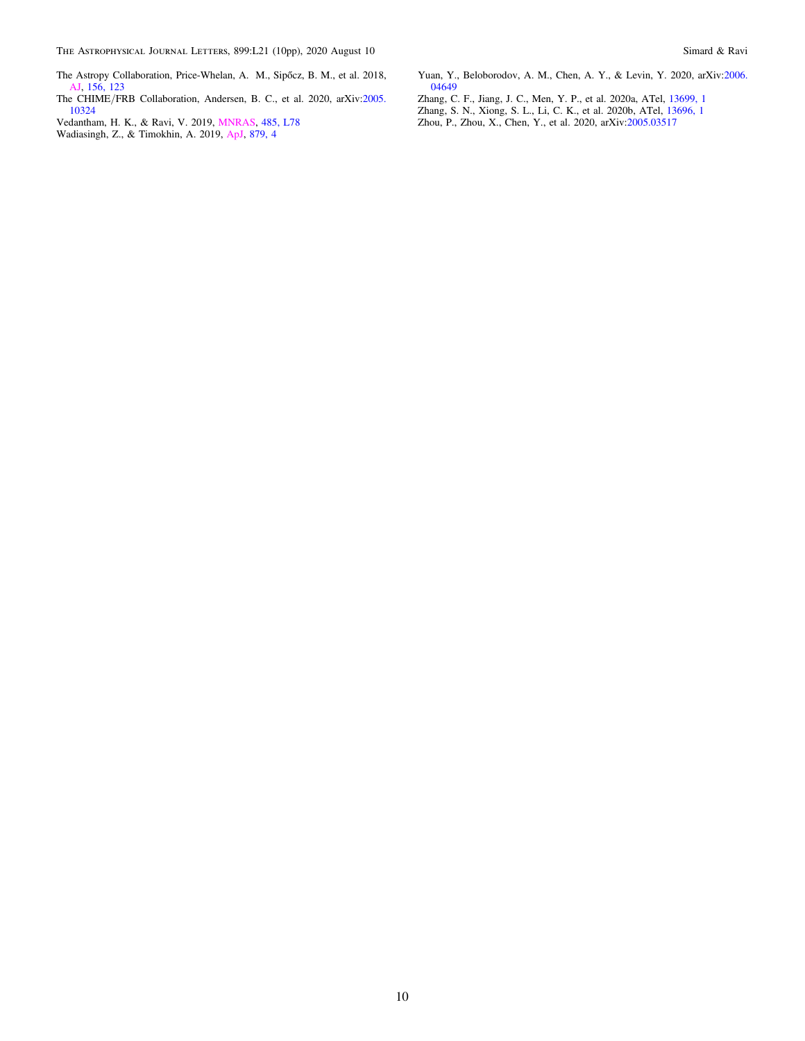The Astropy Collaboration, Price-Whelan, A. M., Sipőcz, B. M., et al. 2018, AJ, 156, 123

The CHIME/FRB Collaboration, Andersen, B. C., et al. 2020, arXiv:2005.10324

Vedantham, H. K., & Ravi, V. 2019, MNRAS, 485, L78

Wadiasingh, Z., & Timokhin, A. 2019, ApJ, 879, 4

Yuan, Y., Beloborodov, A. M., Chen, A. Y., & Levin, Y. 2020, arXiv:2006.04649

Zhang, C. F., Jiang, J. C., Men, Y. P., et al. 2020a, ATel, 13699, 1

Zhang, S. N., Xiong, S. L., Li, C. K., et al. 2020b, ATel, 13696, 1

Zhou, P., Zhou, X., Chen, Y., et al. 2020, arXiv:2005.03517